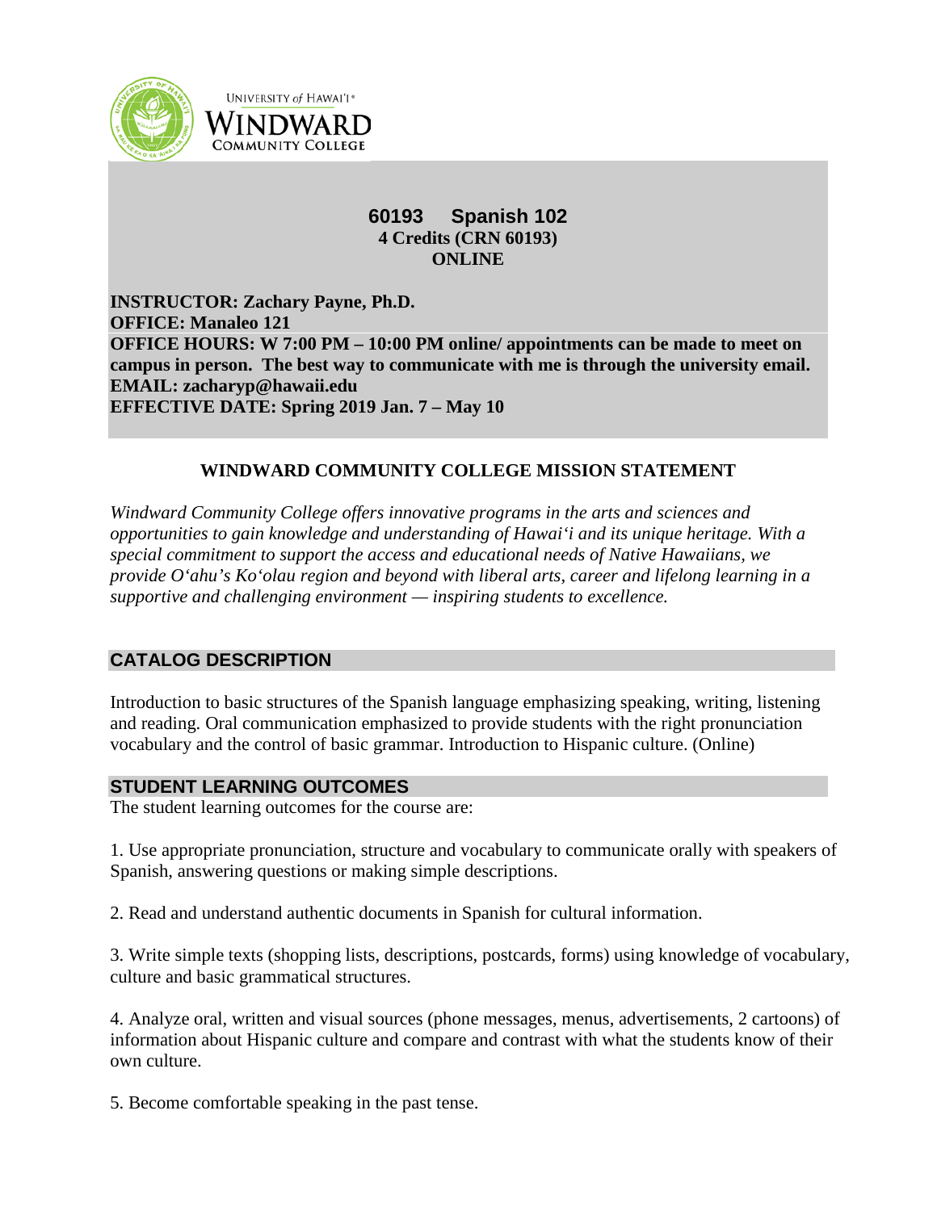UNIVERSITY of HAWAI'I®
WINDWARD
COMMUNITY COLLEGE

# 60193 Spanish 102

**4 Credits (CRN 60193)**
**ONLINE**

**INSTRUCTOR: Zachary Payne, Ph.D.**
**OFFICE: Manaleo 121**
**OFFICE HOURS: W 7:00 PM – 10:00 PM online/ appointments can be made to meet on campus in person. The best way to communicate with me is through the university email.**
**EMAIL: zacharyp@hawaii.edu**
**EFFECTIVE DATE: Spring 2019 Jan. 7 – May 10**

## WINDWARD COMMUNITY COLLEGE MISSION STATEMENT

*Windward Community College offers innovative programs in the arts and sciences and opportunities to gain knowledge and understanding of Hawai'i and its unique heritage. With a special commitment to support the access and educational needs of Native Hawaiians, we provide O'ahu's Ko'olau region and beyond with liberal arts, career and lifelong learning in a supportive and challenging environment — inspiring students to excellence.*

## CATALOG DESCRIPTION

Introduction to basic structures of the Spanish language emphasizing speaking, writing, listening and reading. Oral communication emphasized to provide students with the right pronunciation vocabulary and the control of basic grammar. Introduction to Hispanic culture. (Online)

## STUDENT LEARNING OUTCOMES

The student learning outcomes for the course are:

1. Use appropriate pronunciation, structure and vocabulary to communicate orally with speakers of Spanish, answering questions or making simple descriptions.

2. Read and understand authentic documents in Spanish for cultural information.

3. Write simple texts (shopping lists, descriptions, postcards, forms) using knowledge of vocabulary, culture and basic grammatical structures.

4. Analyze oral, written and visual sources (phone messages, menus, advertisements, 2 cartoons) of information about Hispanic culture and compare and contrast with what the students know of their own culture.

5. Become comfortable speaking in the past tense.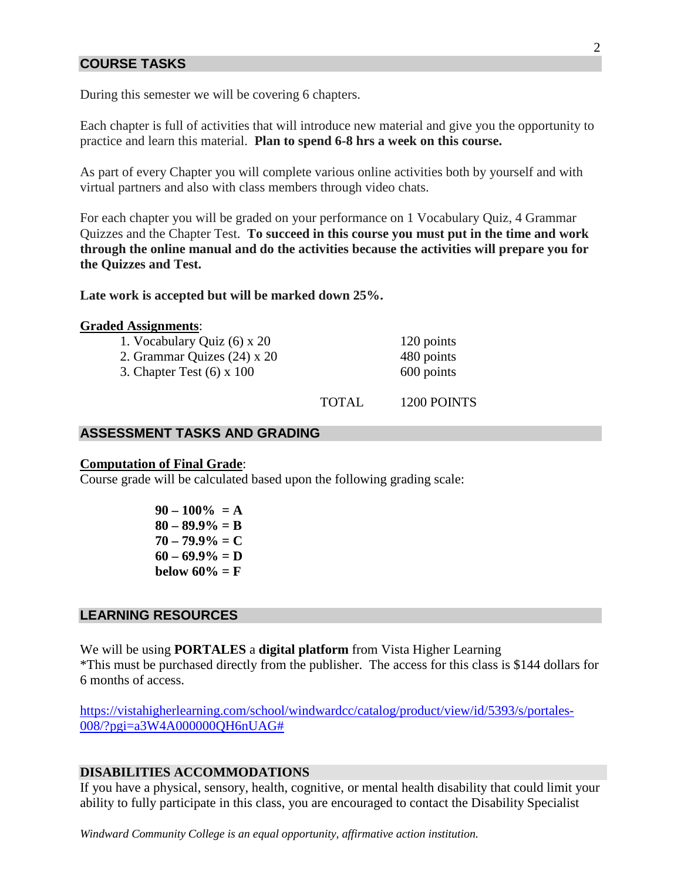## COURSE TASKS

During this semester we will be covering 6 chapters.

Each chapter is full of activities that will introduce new material and give you the opportunity to practice and learn this material. **Plan to spend 6-8 hrs a week on this course.**

As part of every Chapter you will complete various online activities both by yourself and with virtual partners and also with class members through video chats.

For each chapter you will be graded on your performance on 1 Vocabulary Quiz, 4 Grammar Quizzes and the Chapter Test. **To succeed in this course you must put in the time and work through the online manual and do the activities because the activities will prepare you for the Quizzes and Test.**

**Late work is accepted but will be marked down 25%.**

**Graded Assignments**:

| | | |
|---|---|---|
| 1. Vocabulary Quiz (6) x 20 | | 120 points |
| 2. Grammar Quizes (24) x 20 | | 480 points |
| 3. Chapter Test (6) x 100 | | 600 points |
| | TOTAL | 1200 POINTS |

## ASSESSMENT TASKS AND GRADING

**Computation of Final Grade**:

Course grade will be calculated based upon the following grading scale:

**90 – 100% = A**
**80 – 89.9% = B**
**70 – 79.9% = C**
**60 – 69.9% = D**
**below 60% = F**

## LEARNING RESOURCES

We will be using **PORTALES** a **digital platform** from Vista Higher Learning
*This must be purchased directly from the publisher. The access for this class is $144 dollars for 6 months of access.

https://vistahigherlearning.com/school/windwardcc/catalog/product/view/id/5393/s/portales-008/?pgi=a3W4A000000QH6nUAG#

## DISABILITIES ACCOMMODATIONS

If you have a physical, sensory, health, cognitive, or mental health disability that could limit your ability to fully participate in this class, you are encouraged to contact the Disability Specialist

*Windward Community College is an equal opportunity, affirmative action institution.*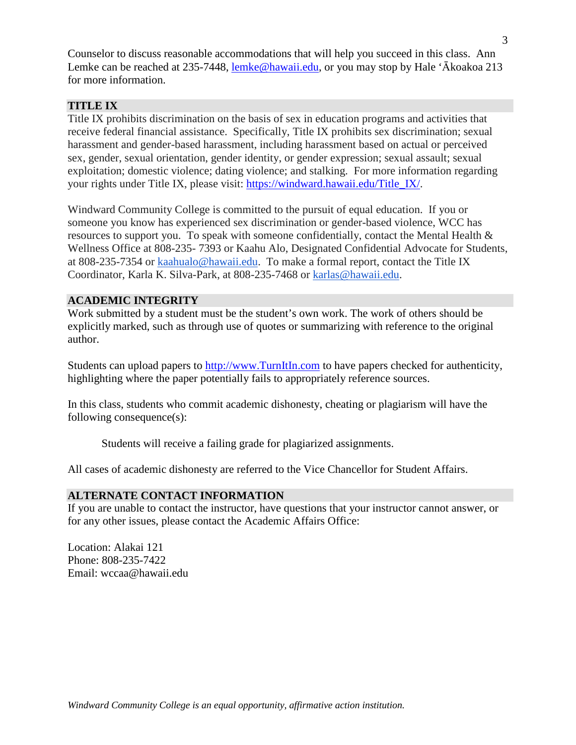Counselor to discuss reasonable accommodations that will help you succeed in this class. Ann Lemke can be reached at 235-7448, lemke@hawaii.edu, or you may stop by Hale ʻĀkoakoa 213 for more information.

## TITLE IX

Title IX prohibits discrimination on the basis of sex in education programs and activities that receive federal financial assistance. Specifically, Title IX prohibits sex discrimination; sexual harassment and gender-based harassment, including harassment based on actual or perceived sex, gender, sexual orientation, gender identity, or gender expression; sexual assault; sexual exploitation; domestic violence; dating violence; and stalking. For more information regarding your rights under Title IX, please visit: https://windward.hawaii.edu/Title_IX/.

Windward Community College is committed to the pursuit of equal education. If you or someone you know has experienced sex discrimination or gender-based violence, WCC has resources to support you. To speak with someone confidentially, contact the Mental Health & Wellness Office at 808-235- 7393 or Kaahu Alo, Designated Confidential Advocate for Students, at 808-235-7354 or kaahualo@hawaii.edu. To make a formal report, contact the Title IX Coordinator, Karla K. Silva-Park, at 808-235-7468 or karlas@hawaii.edu.

## ACADEMIC INTEGRITY

Work submitted by a student must be the student's own work. The work of others should be explicitly marked, such as through use of quotes or summarizing with reference to the original author.

Students can upload papers to http://www.TurnItIn.com to have papers checked for authenticity, highlighting where the paper potentially fails to appropriately reference sources.

In this class, students who commit academic dishonesty, cheating or plagiarism will have the following consequence(s):

> Students will receive a failing grade for plagiarized assignments.

All cases of academic dishonesty are referred to the Vice Chancellor for Student Affairs.

## ALTERNATE CONTACT INFORMATION

If you are unable to contact the instructor, have questions that your instructor cannot answer, or for any other issues, please contact the Academic Affairs Office:

Location: Alakai 121
Phone: 808-235-7422
Email: wccaa@hawaii.edu

*Windward Community College is an equal opportunity, affirmative action institution.*